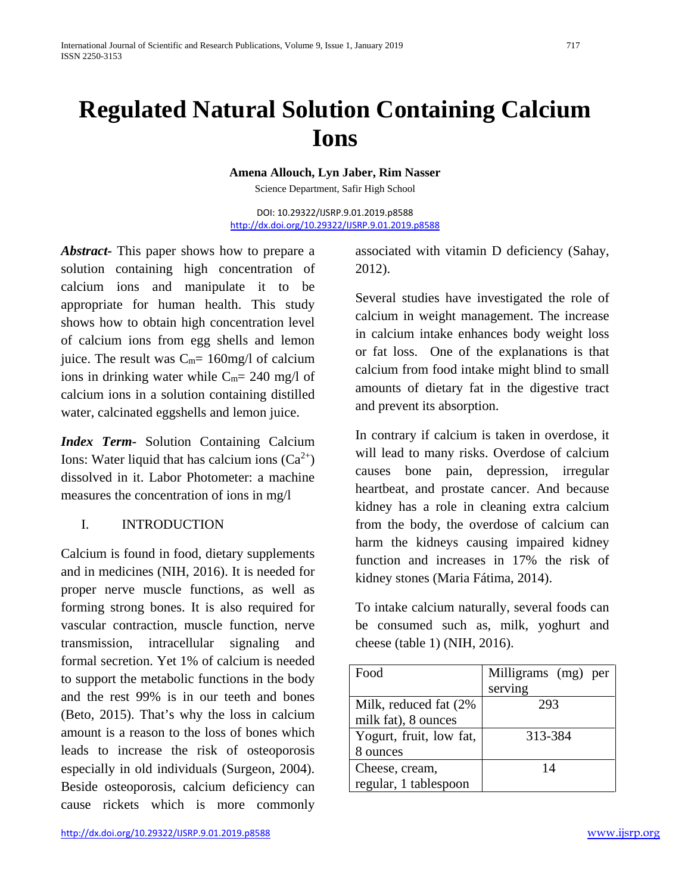# Regulated Natural Solution Containing Calcium Ions

**Amena Allouch, Lyn Jaber, Rim Nasser**

Science Department, Safir High School

DOI: 10.29322/IJSRP.9.01.2019.p8588
http://dx.doi.org/10.29322/IJSRP.9.01.2019.p8588

***Abstract-*** This paper shows how to prepare a solution containing high concentration of calcium ions and manipulate it to be appropriate for human health. This study shows how to obtain high concentration level of calcium ions from egg shells and lemon juice. The result was $C_m$= 160mg/l of calcium ions in drinking water while $C_m$= 240 mg/l of calcium ions in a solution containing distilled water, calcinated eggshells and lemon juice.

***Index Term-*** Solution Containing Calcium Ions: Water liquid that has calcium ions ($Ca^{2+}$) dissolved in it. Labor Photometer: a machine measures the concentration of ions in mg/l

## I. INTRODUCTION

Calcium is found in food, dietary supplements and in medicines (NIH, 2016). It is needed for proper nerve muscle functions, as well as forming strong bones. It is also required for vascular contraction, muscle function, nerve transmission, intracellular signaling and formal secretion. Yet 1% of calcium is needed to support the metabolic functions in the body and the rest 99% is in our teeth and bones (Beto, 2015). That's why the loss in calcium amount is a reason to the loss of bones which leads to increase the risk of osteoporosis especially in old individuals (Surgeon, 2004). Beside osteoporosis, calcium deficiency can cause rickets which is more commonly associated with vitamin D deficiency (Sahay, 2012).

Several studies have investigated the role of calcium in weight management. The increase in calcium intake enhances body weight loss or fat loss. One of the explanations is that calcium from food intake might blind to small amounts of dietary fat in the digestive tract and prevent its absorption.

In contrary if calcium is taken in overdose, it will lead to many risks. Overdose of calcium causes bone pain, depression, irregular heartbeat, and prostate cancer. And because kidney has a role in cleaning extra calcium from the body, the overdose of calcium can harm the kidneys causing impaired kidney function and increases in 17% the risk of kidney stones (Maria Fátima, 2014).

To intake calcium naturally, several foods can be consumed such as, milk, yoghurt and cheese (table 1) (NIH, 2016).

| Food | Milligrams (mg) per serving |
|---|---|
| Milk, reduced fat (2% milk fat), 8 ounces | 293 |
| Yogurt, fruit, low fat, 8 ounces | 313-384 |
| Cheese, cream, regular, 1 tablespoon | 14 |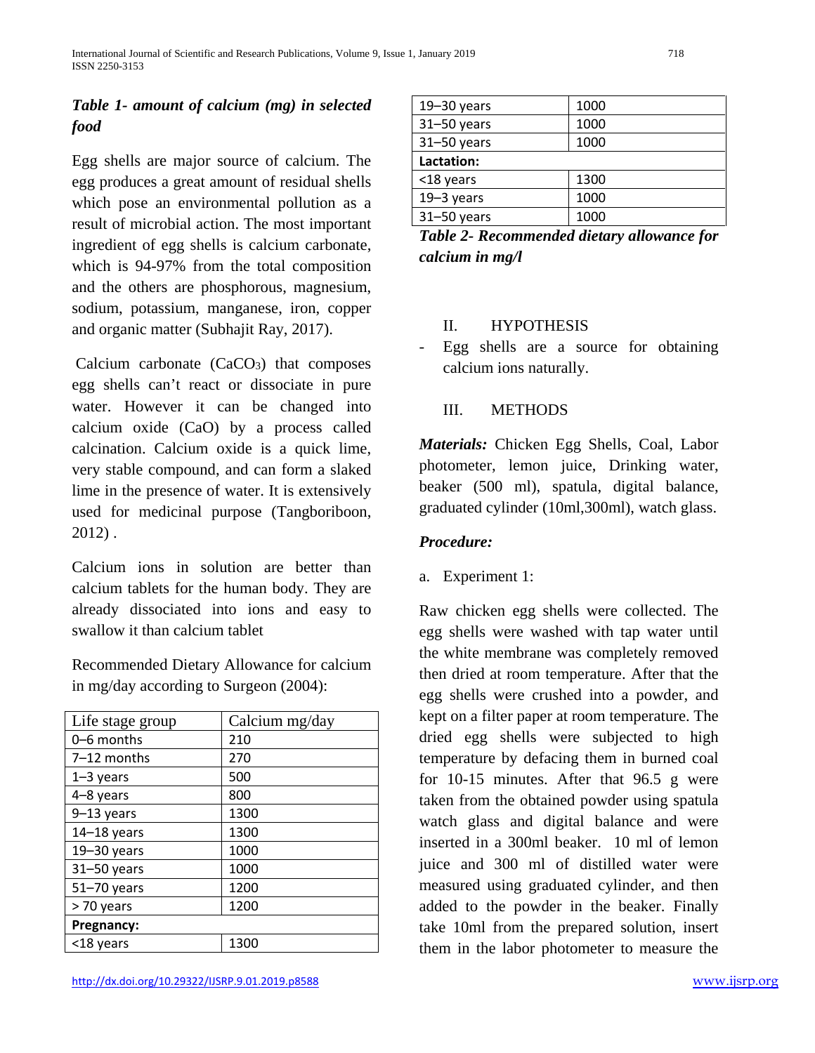*Table 1- amount of calcium (mg) in selected food*

Egg shells are major source of calcium. The egg produces a great amount of residual shells which pose an environmental pollution as a result of microbial action. The most important ingredient of egg shells is calcium carbonate, which is 94-97% from the total composition and the others are phosphorous, magnesium, sodium, potassium, manganese, iron, copper and organic matter (Subhajit Ray, 2017).

Calcium carbonate ($CaCO_3$) that composes egg shells can't react or dissociate in pure water. However it can be changed into calcium oxide (CaO) by a process called calcination. Calcium oxide is a quick lime, very stable compound, and can form a slaked lime in the presence of water. It is extensively used for medicinal purpose (Tangboriboon, 2012) .

Calcium ions in solution are better than calcium tablets for the human body. They are already dissociated into ions and easy to swallow it than calcium tablet

Recommended Dietary Allowance for calcium in mg/day according to Surgeon (2004):

| Life stage group | Calcium mg/day |
|---|---|
| 0–6 months | 210 |
| 7–12 months | 270 |
| 1–3 years | 500 |
| 4–8 years | 800 |
| 9–13 years | 1300 |
| 14–18 years | 1300 |
| 19–30 years | 1000 |
| 31–50 years | 1000 |
| 51–70 years | 1200 |
| > 70 years | 1200 |
| **Pregnancy:** | |
| <18 years | 1300 |
| 19–30 years | 1000 |
| 31–50 years | 1000 |
| 31–50 years | 1000 |
| **Lactation:** | |
| <18 years | 1300 |
| 19–3 years | 1000 |
| 31–50 years | 1000 |

***Table 2- Recommended dietary allowance for calcium in mg/l***

## II. HYPOTHESIS

- Egg shells are a source for obtaining calcium ions naturally.

## III. METHODS

***Materials:*** Chicken Egg Shells, Coal, Labor photometer, lemon juice, Drinking water, beaker (500 ml), spatula, digital balance, graduated cylinder (10ml,300ml), watch glass.

***Procedure:***

a. Experiment 1:

Raw chicken egg shells were collected. The egg shells were washed with tap water until the white membrane was completely removed then dried at room temperature. After that the egg shells were crushed into a powder, and kept on a filter paper at room temperature. The dried egg shells were subjected to high temperature by defacing them in burned coal for 10-15 minutes. After that 96.5 g were taken from the obtained powder using spatula watch glass and digital balance and were inserted in a 300ml beaker. 10 ml of lemon juice and 300 ml of distilled water were measured using graduated cylinder, and then added to the powder in the beaker. Finally take 10ml from the prepared solution, insert them in the labor photometer to measure the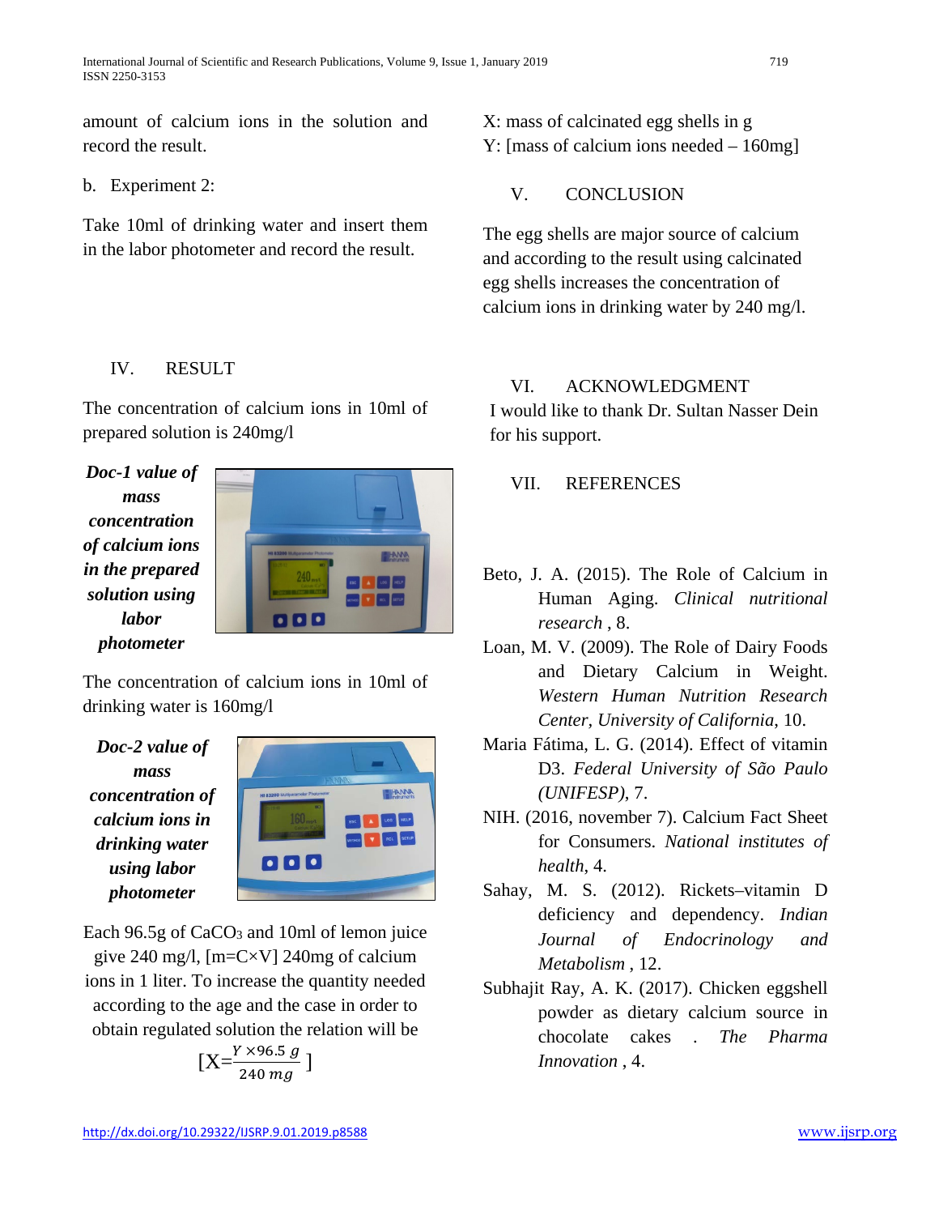amount of calcium ions in the solution and record the result.

b. Experiment 2:

Take 10ml of drinking water and insert them in the labor photometer and record the result.

## IV. RESULT

The concentration of calcium ions in 10ml of prepared solution is 240mg/l

***Doc-1 value of mass concentration of calcium ions in the prepared solution using labor photometer***

The concentration of calcium ions in 10ml of drinking water is 160mg/l

***Doc-2 value of mass concentration of calcium ions in drinking water using labor photometer***

Each 96.5g of $CaCO_3$ and 10ml of lemon juice give 240 mg/l, [m=C×V] 240mg of calcium ions in 1 liter. To increase the quantity needed according to the age and the case in order to obtain regulated solution the relation will be

$$[X=\frac{Y \times 96.5\ g}{240\ mg}]$$

X: mass of calcinated egg shells in g
Y: [mass of calcium ions needed – 160mg]

## V. CONCLUSION

The egg shells are major source of calcium and according to the result using calcinated egg shells increases the concentration of calcium ions in drinking water by 240 mg/l.

## VI. ACKNOWLEDGMENT

I would like to thank Dr. Sultan Nasser Dein for his support.

## VII. REFERENCES

Beto, J. A. (2015). The Role of Calcium in Human Aging. *Clinical nutritional research* , 8.

Loan, M. V. (2009). The Role of Dairy Foods and Dietary Calcium in Weight. *Western Human Nutrition Research Center, University of California*, 10.

Maria Fátima, L. G. (2014). Effect of vitamin D3. *Federal University of São Paulo (UNIFESP)*, 7.

NIH. (2016, november 7). Calcium Fact Sheet for Consumers. *National institutes of health*, 4.

Sahay, M. S. (2012). Rickets–vitamin D deficiency and dependency. *Indian Journal of Endocrinology and Metabolism* , 12.

Subhajit Ray, A. K. (2017). Chicken eggshell powder as dietary calcium source in chocolate cakes . *The Pharma Innovation* , 4.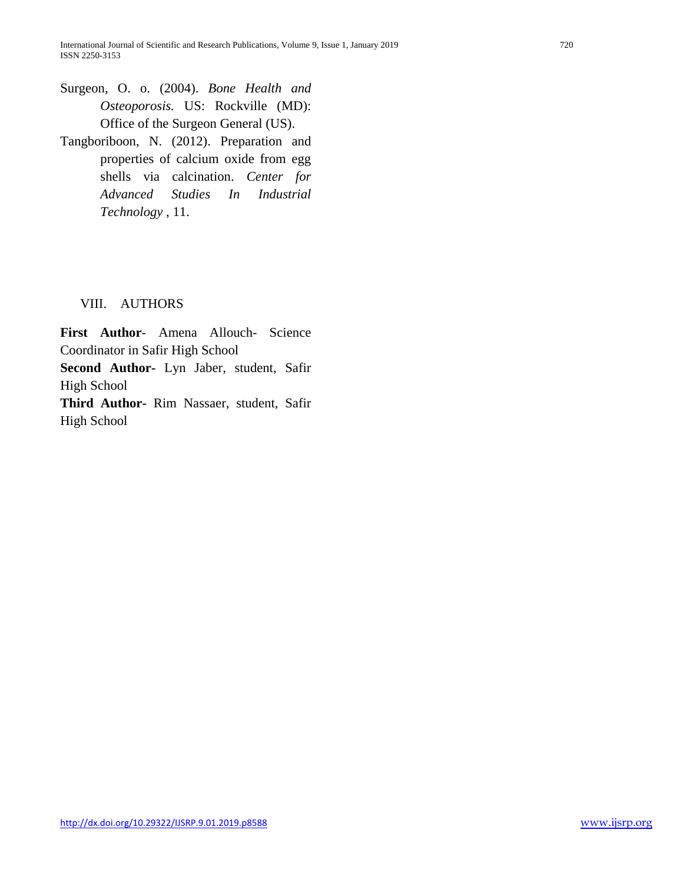Surgeon, O. o. (2004). *Bone Health and Osteoporosis.* US: Rockville (MD): Office of the Surgeon General (US).

Tangboriboon, N. (2012). Preparation and properties of calcium oxide from egg shells via calcination. *Center for Advanced Studies In Industrial Technology* , 11.

## VIII. AUTHORS

**First Author**- Amena Allouch- Science Coordinator in Safir High School

**Second Author-** Lyn Jaber, student, Safir High School

**Third Author-** Rim Nassaer, student, Safir High School